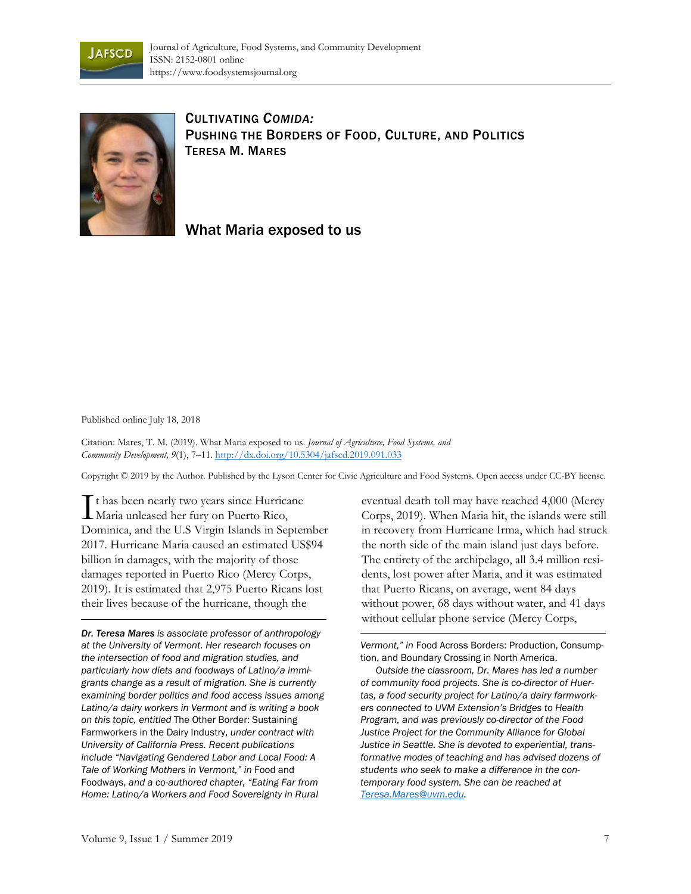Journal of Agriculture, Food Systems, and Community Development
ISSN: 2152-0801 online
https://www.foodsystemsjournal.org

CULTIVATING *COMIDA:*
PUSHING THE BORDERS OF FOOD, CULTURE, AND POLITICS
TERESA M. MARES

# What Maria exposed to us

Published online July 18, 2018

Citation: Mares, T. M. (2019). What Maria exposed to us. *Journal of Agriculture, Food Systems, and Community Development, 9*(1), 7–11. http://dx.doi.org/10.5304/jafscd.2019.091.033

Copyright © 2019 by the Author. Published by the Lyson Center for Civic Agriculture and Food Systems. Open access under CC-BY license.

It has been nearly two years since Hurricane Maria unleased her fury on Puerto Rico, Dominica, and the U.S Virgin Islands in September 2017. Hurricane Maria caused an estimated US$94 billion in damages, with the majority of those damages reported in Puerto Rico (Mercy Corps, 2019). It is estimated that 2,975 Puerto Ricans lost their lives because of the hurricane, though the eventual death toll may have reached 4,000 (Mercy Corps, 2019). When Maria hit, the islands were still in recovery from Hurricane Irma, which had struck the north side of the main island just days before. The entirety of the archipelago, all 3.4 million residents, lost power after Maria, and it was estimated that Puerto Ricans, on average, went 84 days without power, 68 days without water, and 41 days without cellular phone service (Mercy Corps,

---

***Dr. Teresa Mares** is associate professor of anthropology at the University of Vermont. Her research focuses on the intersection of food and migration studies, and particularly how diets and foodways of Latino/a immigrants change as a result of migration. She is currently examining border politics and food access issues among Latino/a dairy workers in Vermont and is writing a book on this topic, entitled* The Other Border: Sustaining Farmworkers in the Dairy Industry, *under contract with University of California Press. Recent publications include "Navigating Gendered Labor and Local Food: A Tale of Working Mothers in Vermont," in* Food and Foodways, *and a co-authored chapter, "Eating Far from Home: Latino/a Workers and Food Sovereignty in Rural Vermont," in* Food Across Borders: Production, Consumption, and Boundary Crossing in North America.

*Outside the classroom, Dr. Mares has led a number of community food projects. She is co-director of Huertas, a food security project for Latino/a dairy farmworkers connected to UVM Extension's Bridges to Health Program, and was previously co-director of the Food Justice Project for the Community Alliance for Global Justice in Seattle. She is devoted to experiential, transformative modes of teaching and has advised dozens of students who seek to make a difference in the contemporary food system. She can be reached at Teresa.Mares@uvm.edu.*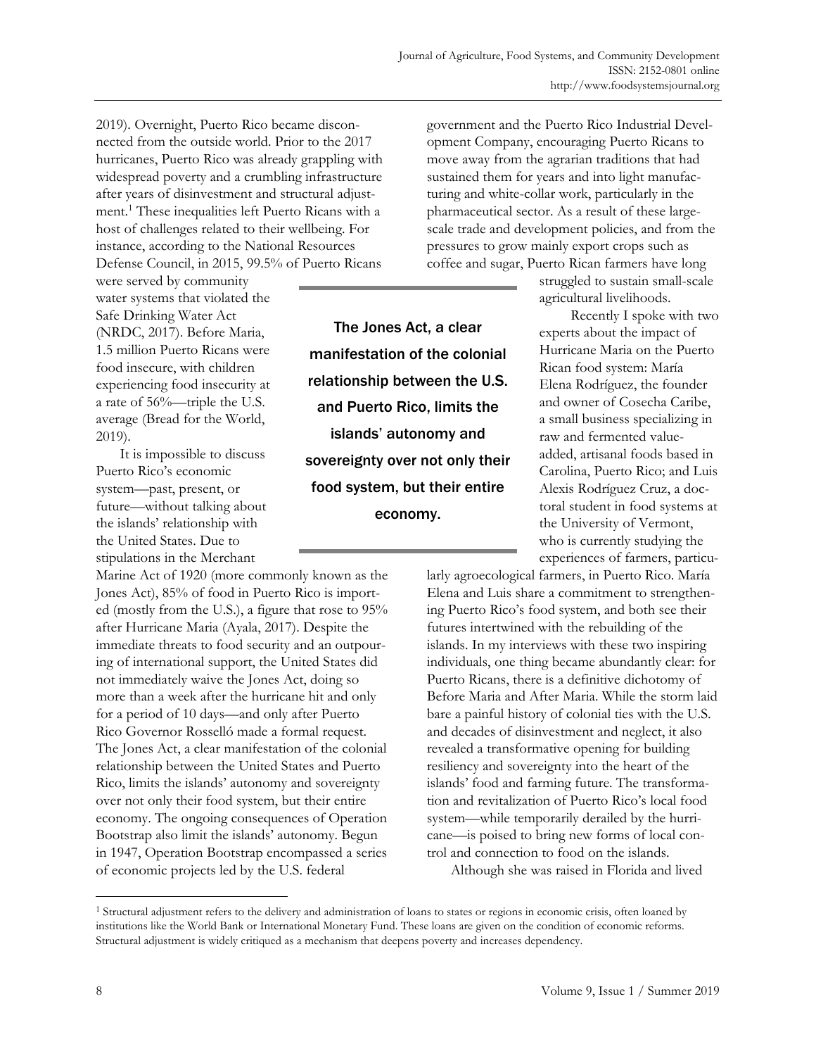2019). Overnight, Puerto Rico became disconnected from the outside world. Prior to the 2017 hurricanes, Puerto Rico was already grappling with widespread poverty and a crumbling infrastructure after years of disinvestment and structural adjustment.[1] These inequalities left Puerto Ricans with a host of challenges related to their wellbeing. For instance, according to the National Resources Defense Council, in 2015, 99.5% of Puerto Ricans were served by community water systems that violated the Safe Drinking Water Act (NRDC, 2017). Before Maria, 1.5 million Puerto Ricans were food insecure, with children experiencing food insecurity at a rate of 56%—triple the U.S. average (Bread for the World, 2019).

It is impossible to discuss Puerto Rico's economic system—past, present, or future—without talking about the islands' relationship with the United States. Due to stipulations in the Merchant Marine Act of 1920 (more commonly known as the Jones Act), 85% of food in Puerto Rico is imported (mostly from the U.S.), a figure that rose to 95% after Hurricane Maria (Ayala, 2017). Despite the immediate threats to food security and an outpouring of international support, the United States did not immediately waive the Jones Act, doing so more than a week after the hurricane hit and only for a period of 10 days—and only after Puerto Rico Governor Rosselló made a formal request. The Jones Act, a clear manifestation of the colonial relationship between the United States and Puerto Rico, limits the islands' autonomy and sovereignty over not only their food system, but their entire economy. The ongoing consequences of Operation Bootstrap also limit the islands' autonomy. Begun in 1947, Operation Bootstrap encompassed a series of economic projects led by the U.S. federal government and the Puerto Rico Industrial Development Company, encouraging Puerto Ricans to move away from the agrarian traditions that had sustained them for years and into light manufacturing and white-collar work, particularly in the pharmaceutical sector. As a result of these large-scale trade and development policies, and from the pressures to grow mainly export crops such as coffee and sugar, Puerto Rican farmers have long struggled to sustain small-scale agricultural livelihoods.

> The Jones Act, a clear manifestation of the colonial relationship between the U.S. and Puerto Rico, limits the islands' autonomy and sovereignty over not only their food system, but their entire economy.

Recently I spoke with two experts about the impact of Hurricane Maria on the Puerto Rican food system: María Elena Rodríguez, the founder and owner of Cosecha Caribe, a small business specializing in raw and fermented value-added, artisanal foods based in Carolina, Puerto Rico; and Luis Alexis Rodríguez Cruz, a doctoral student in food systems at the University of Vermont, who is currently studying the experiences of farmers, particularly agroecological farmers, in Puerto Rico. María Elena and Luis share a commitment to strengthening Puerto Rico's food system, and both see their futures intertwined with the rebuilding of the islands. In my interviews with these two inspiring individuals, one thing became abundantly clear: for Puerto Ricans, there is a definitive dichotomy of Before Maria and After Maria. While the storm laid bare a painful history of colonial ties with the U.S. and decades of disinvestment and neglect, it also revealed a transformative opening for building resiliency and sovereignty into the heart of the islands' food and farming future. The transformation and revitalization of Puerto Rico's local food system—while temporarily derailed by the hurricane—is poised to bring new forms of local control and connection to food on the islands.

Although she was raised in Florida and lived

[1] Structural adjustment refers to the delivery and administration of loans to states or regions in economic crisis, often loaned by institutions like the World Bank or International Monetary Fund. These loans are given on the condition of economic reforms. Structural adjustment is widely critiqued as a mechanism that deepens poverty and increases dependency.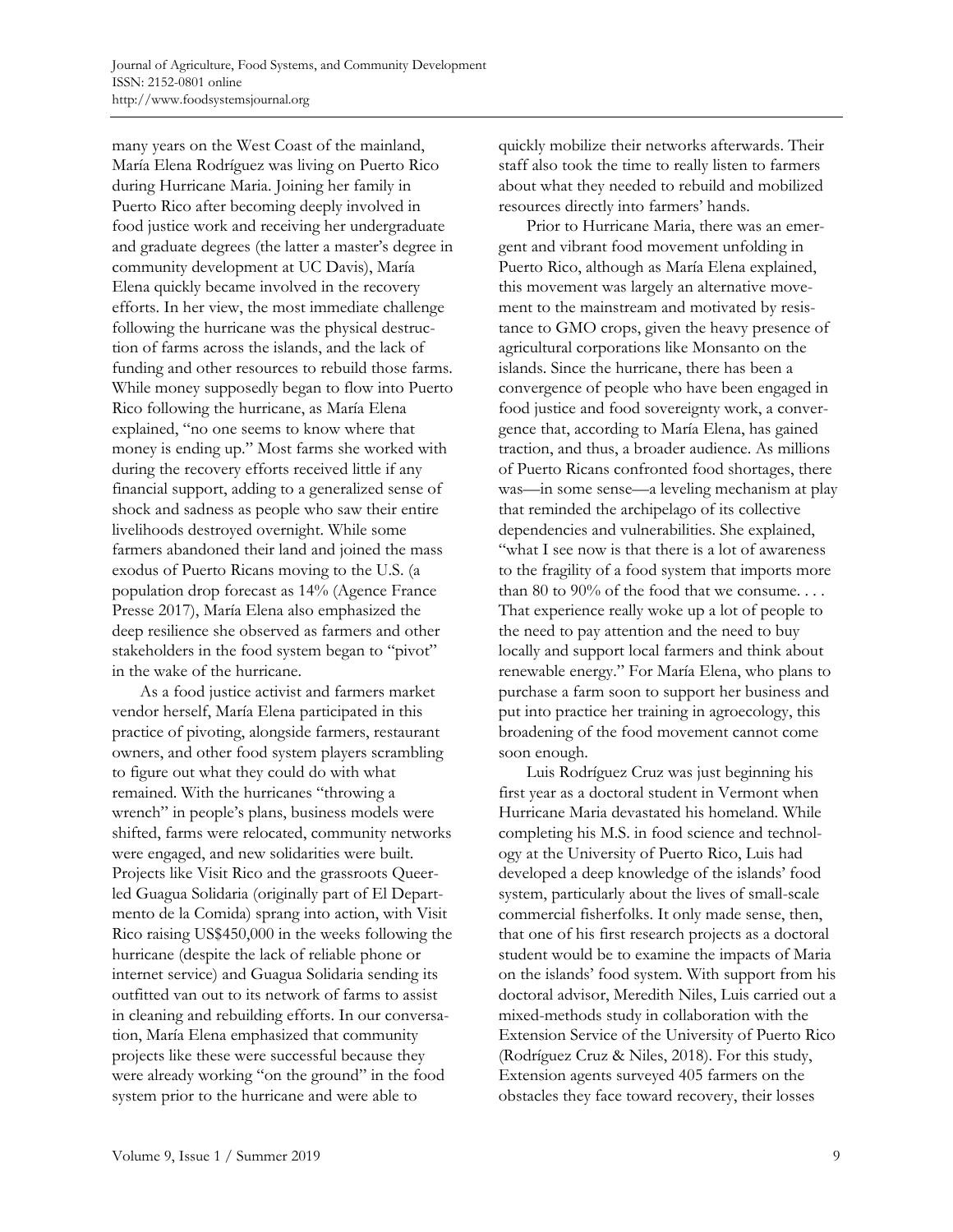many years on the West Coast of the mainland, María Elena Rodríguez was living on Puerto Rico during Hurricane Maria. Joining her family in Puerto Rico after becoming deeply involved in food justice work and receiving her undergraduate and graduate degrees (the latter a master's degree in community development at UC Davis), María Elena quickly became involved in the recovery efforts. In her view, the most immediate challenge following the hurricane was the physical destruction of farms across the islands, and the lack of funding and other resources to rebuild those farms. While money supposedly began to flow into Puerto Rico following the hurricane, as María Elena explained, "no one seems to know where that money is ending up." Most farms she worked with during the recovery efforts received little if any financial support, adding to a generalized sense of shock and sadness as people who saw their entire livelihoods destroyed overnight. While some farmers abandoned their land and joined the mass exodus of Puerto Ricans moving to the U.S. (a population drop forecast as 14% (Agence France Presse 2017), María Elena also emphasized the deep resilience she observed as farmers and other stakeholders in the food system began to "pivot" in the wake of the hurricane.

As a food justice activist and farmers market vendor herself, María Elena participated in this practice of pivoting, alongside farmers, restaurant owners, and other food system players scrambling to figure out what they could do with what remained. With the hurricanes "throwing a wrench" in people's plans, business models were shifted, farms were relocated, community networks were engaged, and new solidarities were built. Projects like Visit Rico and the grassroots Queer-led Guagua Solidaria (originally part of El Departmento de la Comida) sprang into action, with Visit Rico raising US$450,000 in the weeks following the hurricane (despite the lack of reliable phone or internet service) and Guagua Solidaria sending its outfitted van out to its network of farms to assist in cleaning and rebuilding efforts. In our conversation, María Elena emphasized that community projects like these were successful because they were already working "on the ground" in the food system prior to the hurricane and were able to quickly mobilize their networks afterwards. Their staff also took the time to really listen to farmers about what they needed to rebuild and mobilized resources directly into farmers' hands.

Prior to Hurricane Maria, there was an emergent and vibrant food movement unfolding in Puerto Rico, although as María Elena explained, this movement was largely an alternative movement to the mainstream and motivated by resistance to GMO crops, given the heavy presence of agricultural corporations like Monsanto on the islands. Since the hurricane, there has been a convergence of people who have been engaged in food justice and food sovereignty work, a convergence that, according to María Elena, has gained traction, and thus, a broader audience. As millions of Puerto Ricans confronted food shortages, there was—in some sense—a leveling mechanism at play that reminded the archipelago of its collective dependencies and vulnerabilities. She explained, "what I see now is that there is a lot of awareness to the fragility of a food system that imports more than 80 to 90% of the food that we consume. . . . That experience really woke up a lot of people to the need to pay attention and the need to buy locally and support local farmers and think about renewable energy." For María Elena, who plans to purchase a farm soon to support her business and put into practice her training in agroecology, this broadening of the food movement cannot come soon enough.

Luis Rodríguez Cruz was just beginning his first year as a doctoral student in Vermont when Hurricane Maria devastated his homeland. While completing his M.S. in food science and technology at the University of Puerto Rico, Luis had developed a deep knowledge of the islands' food system, particularly about the lives of small-scale commercial fisherfolks. It only made sense, then, that one of his first research projects as a doctoral student would be to examine the impacts of Maria on the islands' food system. With support from his doctoral advisor, Meredith Niles, Luis carried out a mixed-methods study in collaboration with the Extension Service of the University of Puerto Rico (Rodríguez Cruz & Niles, 2018). For this study, Extension agents surveyed 405 farmers on the obstacles they face toward recovery, their losses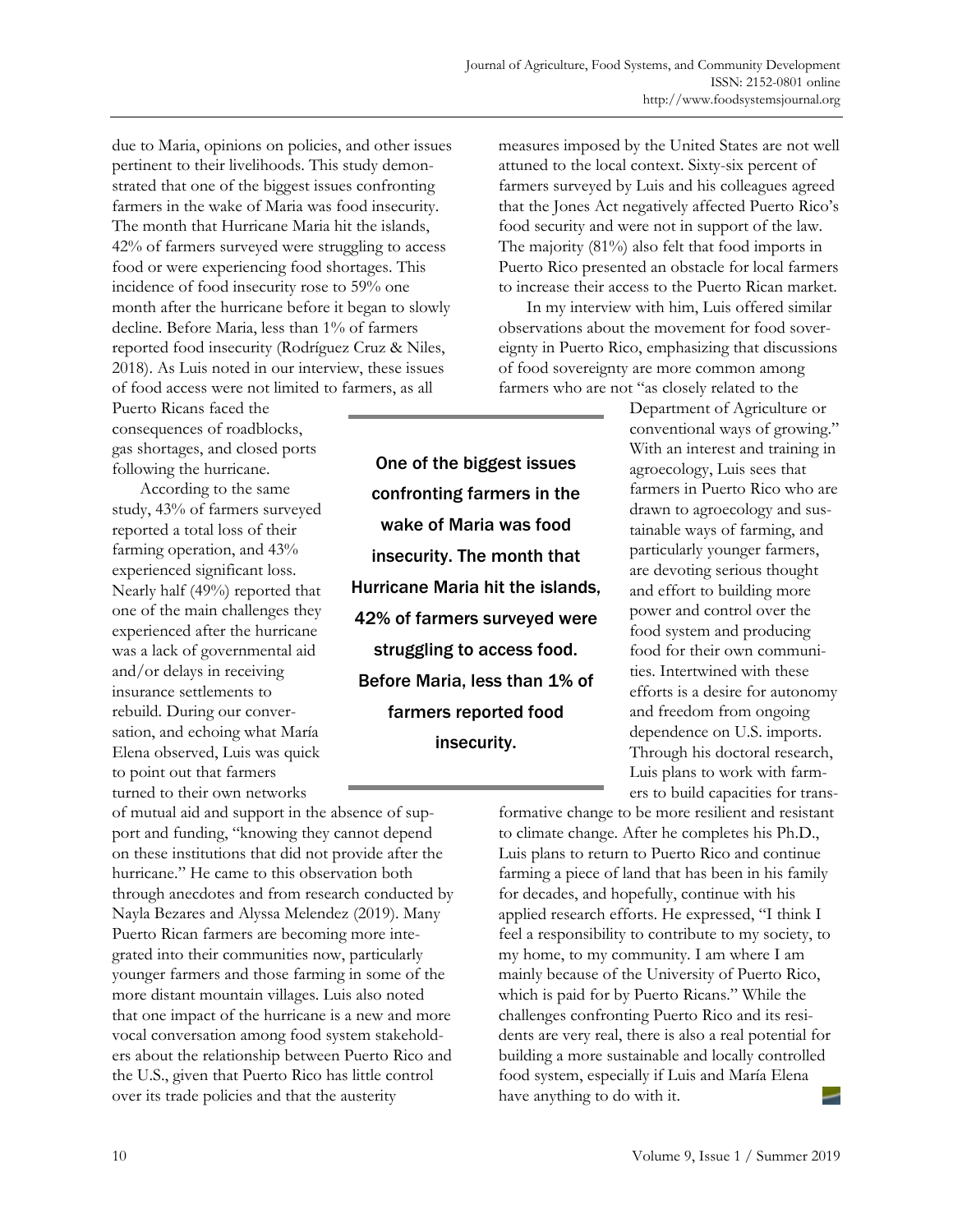due to Maria, opinions on policies, and other issues pertinent to their livelihoods. This study demonstrated that one of the biggest issues confronting farmers in the wake of Maria was food insecurity. The month that Hurricane Maria hit the islands, 42% of farmers surveyed were struggling to access food or were experiencing food shortages. This incidence of food insecurity rose to 59% one month after the hurricane before it began to slowly decline. Before Maria, less than 1% of farmers reported food insecurity (Rodríguez Cruz & Niles, 2018). As Luis noted in our interview, these issues of food access were not limited to farmers, as all Puerto Ricans faced the consequences of roadblocks, gas shortages, and closed ports following the hurricane.

According to the same study, 43% of farmers surveyed reported a total loss of their farming operation, and 43% experienced significant loss. Nearly half (49%) reported that one of the main challenges they experienced after the hurricane was a lack of governmental aid and/or delays in receiving insurance settlements to rebuild. During our conversation, and echoing what María Elena observed, Luis was quick to point out that farmers turned to their own networks of mutual aid and support in the absence of support and funding, "knowing they cannot depend on these institutions that did not provide after the hurricane." He came to this observation both through anecdotes and from research conducted by Nayla Bezares and Alyssa Melendez (2019). Many Puerto Rican farmers are becoming more integrated into their communities now, particularly younger farmers and those farming in some of the more distant mountain villages. Luis also noted that one impact of the hurricane is a new and more vocal conversation among food system stakeholders about the relationship between Puerto Rico and the U.S., given that Puerto Rico has little control over its trade policies and that the austerity measures imposed by the United States are not well attuned to the local context. Sixty-six percent of farmers surveyed by Luis and his colleagues agreed that the Jones Act negatively affected Puerto Rico's food security and were not in support of the law. The majority (81%) also felt that food imports in Puerto Rico presented an obstacle for local farmers to increase their access to the Puerto Rican market.

> **One of the biggest issues confronting farmers in the wake of Maria was food insecurity. The month that Hurricane Maria hit the islands, 42% of farmers surveyed were struggling to access food. Before Maria, less than 1% of farmers reported food insecurity.**

In my interview with him, Luis offered similar observations about the movement for food sovereignty in Puerto Rico, emphasizing that discussions of food sovereignty are more common among farmers who are not "as closely related to the Department of Agriculture or conventional ways of growing." With an interest and training in agroecology, Luis sees that farmers in Puerto Rico who are drawn to agroecology and sustainable ways of farming, and particularly younger farmers, are devoting serious thought and effort to building more power and control over the food system and producing food for their own communities. Intertwined with these efforts is a desire for autonomy and freedom from ongoing dependence on U.S. imports. Through his doctoral research, Luis plans to work with farmers to build capacities for transformative change to be more resilient and resistant to climate change. After he completes his Ph.D., Luis plans to return to Puerto Rico and continue farming a piece of land that has been in his family for decades, and hopefully, continue with his applied research efforts. He expressed, "I think I feel a responsibility to contribute to my society, to my home, to my community. I am where I am mainly because of the University of Puerto Rico, which is paid for by Puerto Ricans." While the challenges confronting Puerto Rico and its residents are very real, there is also a real potential for building a more sustainable and locally controlled food system, especially if Luis and María Elena have anything to do with it.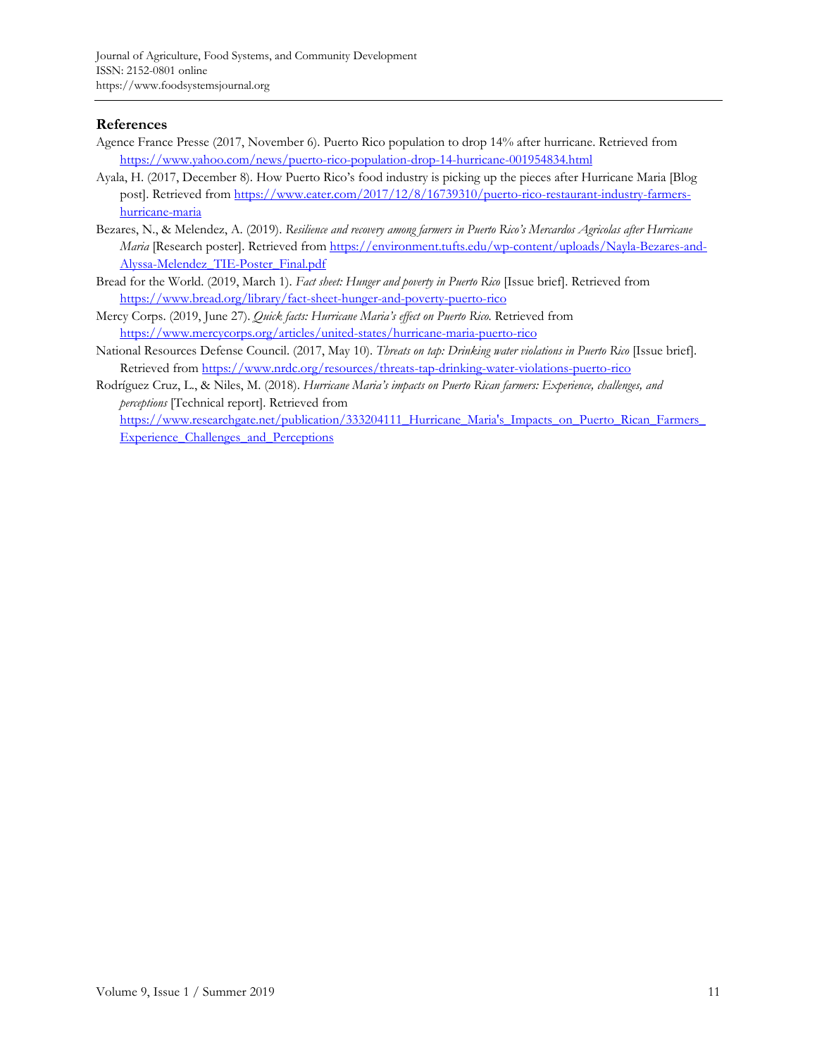## References

Agence France Presse (2017, November 6). Puerto Rico population to drop 14% after hurricane. Retrieved from https://www.yahoo.com/news/puerto-rico-population-drop-14-hurricane-001954834.html

Ayala, H. (2017, December 8). How Puerto Rico's food industry is picking up the pieces after Hurricane Maria [Blog post]. Retrieved from https://www.eater.com/2017/12/8/16739310/puerto-rico-restaurant-industry-farmers-hurricane-maria

Bezares, N., & Melendez, A. (2019). *Resilience and recovery among farmers in Puerto Rico's Mercardos Agricolas after Hurricane Maria* [Research poster]. Retrieved from https://environment.tufts.edu/wp-content/uploads/Nayla-Bezares-and-Alyssa-Melendez_TIE-Poster_Final.pdf

Bread for the World. (2019, March 1). *Fact sheet: Hunger and poverty in Puerto Rico* [Issue brief]. Retrieved from https://www.bread.org/library/fact-sheet-hunger-and-poverty-puerto-rico

Mercy Corps. (2019, June 27). *Quick facts: Hurricane Maria's effect on Puerto Rico.* Retrieved from https://www.mercycorps.org/articles/united-states/hurricane-maria-puerto-rico

National Resources Defense Council. (2017, May 10). *Threats on tap: Drinking water violations in Puerto Rico* [Issue brief]. Retrieved from https://www.nrdc.org/resources/threats-tap-drinking-water-violations-puerto-rico

Rodríguez Cruz, L., & Niles, M. (2018). *Hurricane Maria's impacts on Puerto Rican farmers: Experience, challenges, and perceptions* [Technical report]. Retrieved from https://www.researchgate.net/publication/333204111_Hurricane_Maria's_Impacts_on_Puerto_Rican_Farmers_Experience_Challenges_and_Perceptions